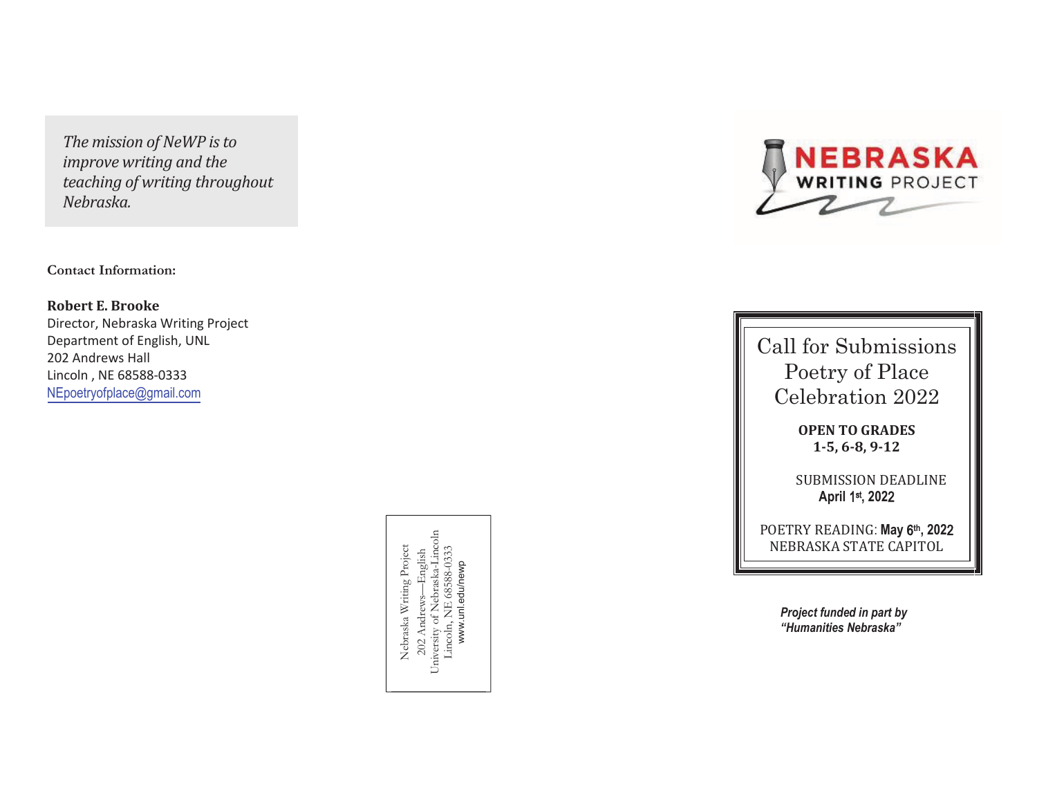*The mission of NeWP is to improve writing and the teaching of writing throughout Nebraska.*

**Contact Information:**

**Robert E. Brooke**
Director, Nebraska Writing Project
Department of English, UNL
202 Andrews Hall
Lincoln , NE 68588-0333
NEpoetryofplace@gmail.com

Nebraska Writing Project
202 Andrews—English
University of Nebraska-Lincoln
Lincoln, NE 68588-0333
www.unl.edu/newp

NEBRASKA WRITING PROJECT

# Call for Submissions Poetry of Place Celebration 2022

**OPEN TO GRADES 1-5, 6-8, 9-12**

SUBMISSION DEADLINE
**April 1st, 2022**

POETRY READING: **May 6th, 2022**
NEBRASKA STATE CAPITOL

***Project funded in part by "Humanities Nebraska"***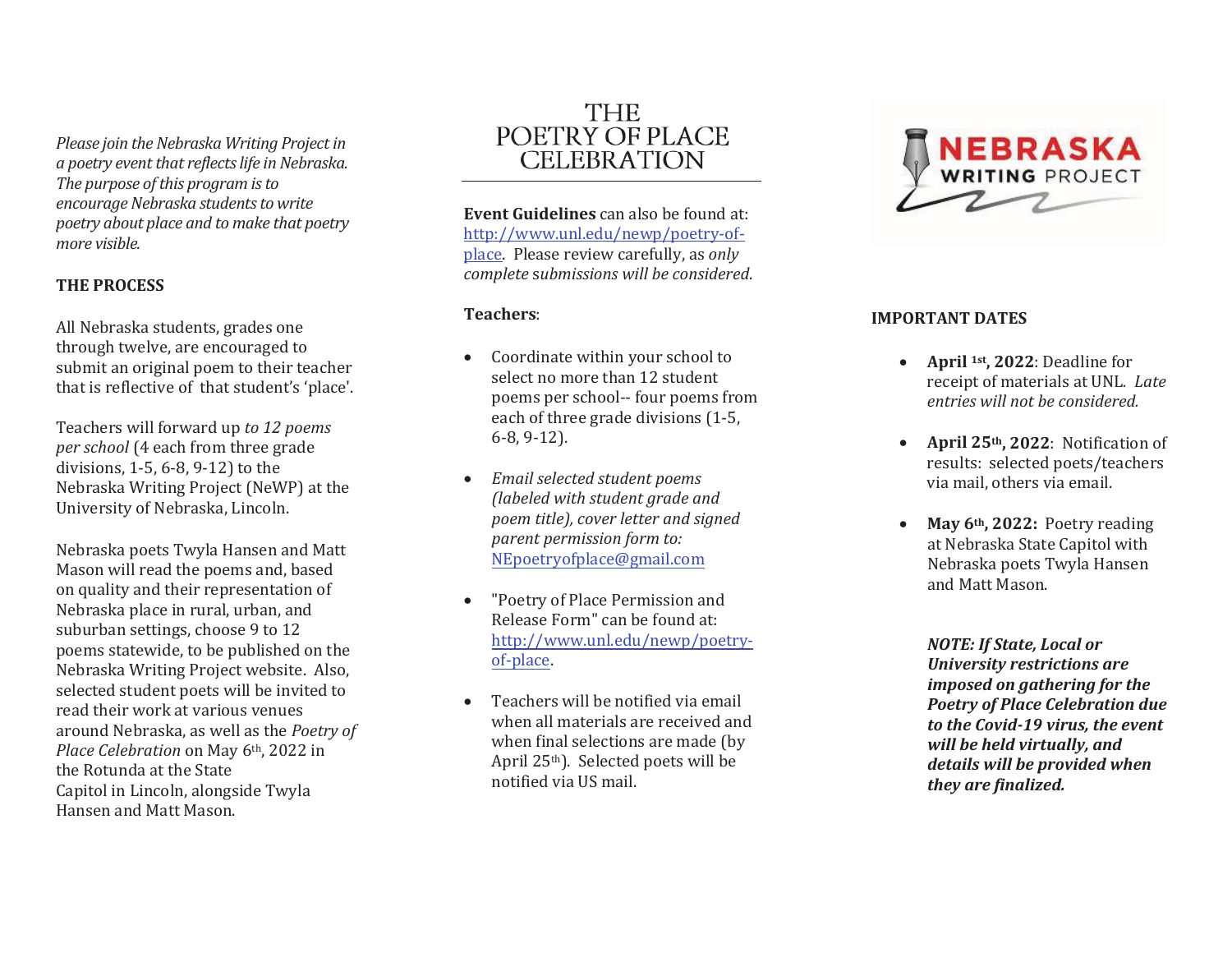*Please join the Nebraska Writing Project in a poetry event that reflects life in Nebraska. The purpose of this program is to encourage Nebraska students to write poetry about place and to make that poetry more visible.*

## THE PROCESS

All Nebraska students, grades one through twelve, are encouraged to submit an original poem to their teacher that is reflective of that student's 'place'.

Teachers will forward up *to 12 poems per school* (4 each from three grade divisions, 1-5, 6-8, 9-12) to the Nebraska Writing Project (NeWP) at the University of Nebraska, Lincoln.

Nebraska poets Twyla Hansen and Matt Mason will read the poems and, based on quality and their representation of Nebraska place in rural, urban, and suburban settings, choose 9 to 12 poems statewide, to be published on the Nebraska Writing Project website. Also, selected student poets will be invited to read their work at various venues around Nebraska, as well as the *Poetry of Place Celebration* on May 6th, 2022 in the Rotunda at the State Capitol in Lincoln, alongside Twyla Hansen and Matt Mason.

# THE POETRY OF PLACE CELEBRATION

**Event Guidelines** can also be found at: http://www.unl.edu/newp/poetry-of-place. Please review carefully, as *only complete submissions will be considered*.

**Teachers**:

- Coordinate within your school to select no more than 12 student poems per school-- four poems from each of three grade divisions (1-5, 6-8, 9-12).
- *Email selected student poems (labeled with student grade and poem title), cover letter and signed parent permission form to:* NEpoetryofplace@gmail.com
- "Poetry of Place Permission and Release Form" can be found at: http://www.unl.edu/newp/poetry-of-place.
- Teachers will be notified via email when all materials are received and when final selections are made (by April 25th). Selected poets will be notified via US mail.

NEBRASKA WRITING PROJECT

## IMPORTANT DATES

- **April 1st, 2022**: Deadline for receipt of materials at UNL. *Late entries will not be considered.*
- **April 25th, 2022**: Notification of results: selected poets/teachers via mail, others via email.
- **May 6th, 2022:** Poetry reading at Nebraska State Capitol with Nebraska poets Twyla Hansen and Matt Mason.

***NOTE: If State, Local or University restrictions are imposed on gathering for the Poetry of Place Celebration due to the Covid-19 virus, the event will be held virtually, and details will be provided when they are finalized.***